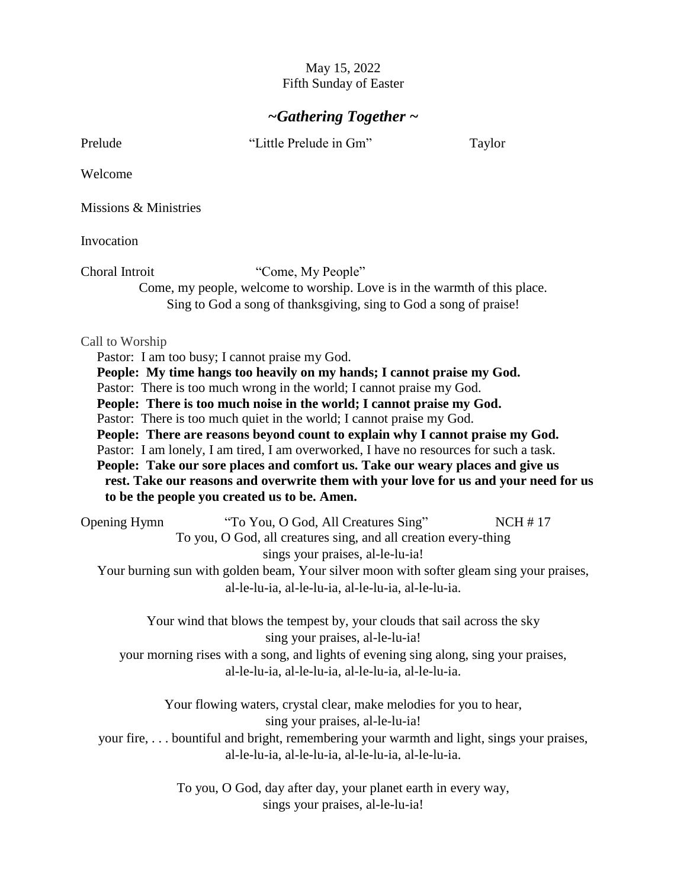May 15, 2022
Fifth Sunday of Easter

## *~Gathering Together ~*

Prelude "Little Prelude in Gm" Taylor

Welcome

Missions & Ministries

Invocation

Choral Introit "Come, My People"

Come, my people, welcome to worship. Love is in the warmth of this place.
Sing to God a song of thanksgiving, sing to God a song of praise!

Call to Worship

Pastor: I am too busy; I cannot praise my God.
**People: My time hangs too heavily on my hands; I cannot praise my God.**
Pastor: There is too much wrong in the world; I cannot praise my God.
**People: There is too much noise in the world; I cannot praise my God.**
Pastor: There is too much quiet in the world; I cannot praise my God.
**People: There are reasons beyond count to explain why I cannot praise my God.**
Pastor: I am lonely, I am tired, I am overworked, I have no resources for such a task.
**People: Take our sore places and comfort us. Take our weary places and give us rest. Take our reasons and overwrite them with your love for us and your need for us to be the people you created us to be. Amen.**

Opening Hymn "To You, O God, All Creatures Sing" NCH # 17

To you, O God, all creatures sing, and all creation every-thing
sings your praises, al-le-lu-ia!
Your burning sun with golden beam, Your silver moon with softer gleam sing your praises,
al-le-lu-ia, al-le-lu-ia, al-le-lu-ia, al-le-lu-ia.

Your wind that blows the tempest by, your clouds that sail across the sky
sing your praises, al-le-lu-ia!
your morning rises with a song, and lights of evening sing along, sing your praises,
al-le-lu-ia, al-le-lu-ia, al-le-lu-ia, al-le-lu-ia.

Your flowing waters, crystal clear, make melodies for you to hear,
sing your praises, al-le-lu-ia!
your fire, . . . bountiful and bright, remembering your warmth and light, sings your praises,
al-le-lu-ia, al-le-lu-ia, al-le-lu-ia, al-le-lu-ia.

To you, O God, day after day, your planet earth in every way,
sings your praises, al-le-lu-ia!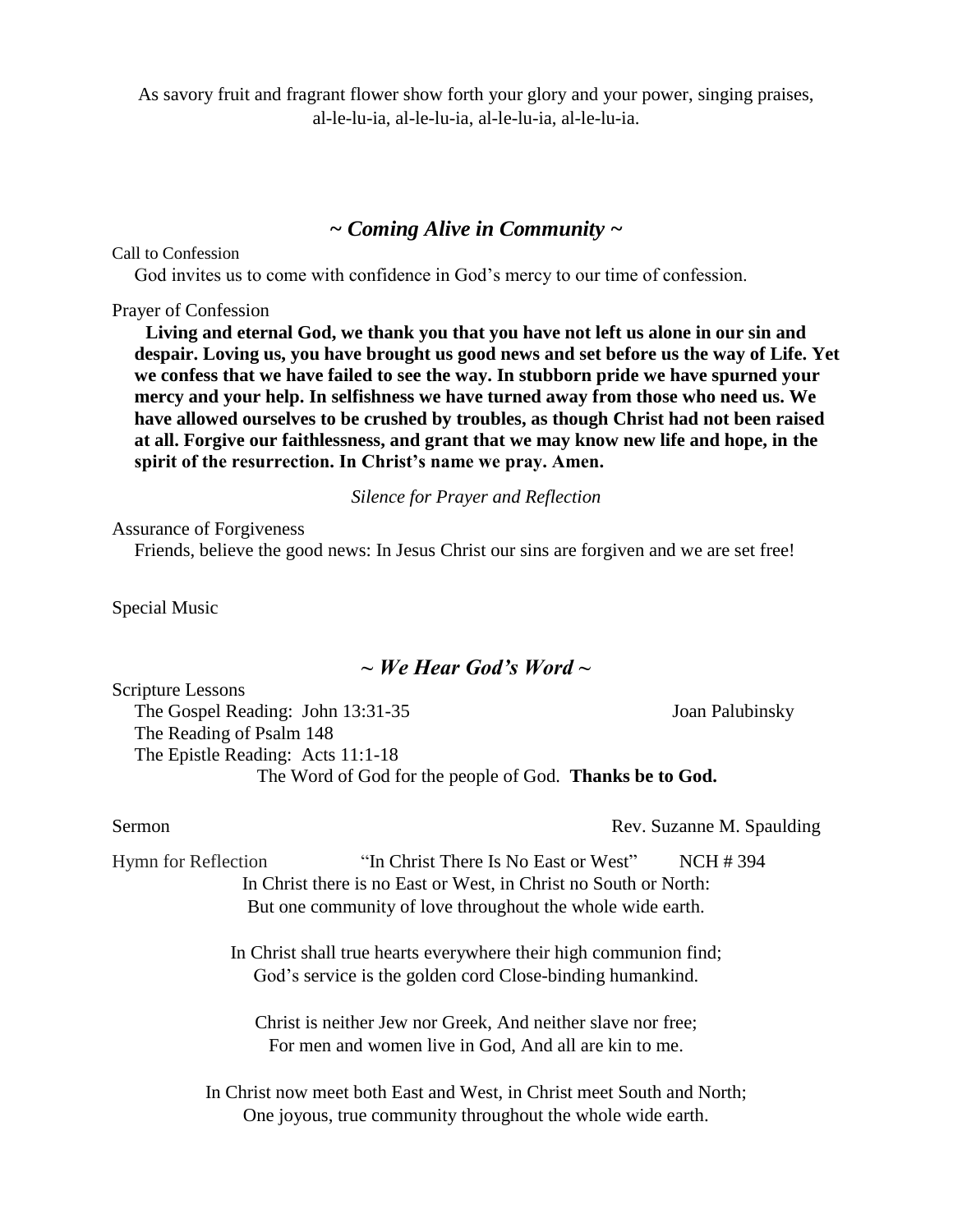As savory fruit and fragrant flower show forth your glory and your power, singing praises, al-le-lu-ia, al-le-lu-ia, al-le-lu-ia, al-le-lu-ia.

## *~ Coming Alive in Community ~*

Call to Confession

God invites us to come with confidence in God's mercy to our time of confession.

Prayer of Confession

**Living and eternal God, we thank you that you have not left us alone in our sin and despair. Loving us, you have brought us good news and set before us the way of Life. Yet we confess that we have failed to see the way. In stubborn pride we have spurned your mercy and your help. In selfishness we have turned away from those who need us. We have allowed ourselves to be crushed by troubles, as though Christ had not been raised at all. Forgive our faithlessness, and grant that we may know new life and hope, in the spirit of the resurrection. In Christ's name we pray. Amen.**

*Silence for Prayer and Reflection*

Assurance of Forgiveness

Friends, believe the good news: In Jesus Christ our sins are forgiven and we are set free!

Special Music

## *~ We Hear God's Word ~*

Scripture Lessons

The Gospel Reading: John 13:31-35 — Joan Palubinsky

The Reading of Psalm 148

The Epistle Reading: Acts 11:1-18

The Word of God for the people of God. **Thanks be to God.**

Sermon — Rev. Suzanne M. Spaulding

Hymn for Reflection — "In Christ There Is No East or West" — NCH # 394

In Christ there is no East or West, in Christ no South or North:
But one community of love throughout the whole wide earth.

In Christ shall true hearts everywhere their high communion find;
God's service is the golden cord Close-binding humankind.

Christ is neither Jew nor Greek, And neither slave nor free;
For men and women live in God, And all are kin to me.

In Christ now meet both East and West, in Christ meet South and North;
One joyous, true community throughout the whole wide earth.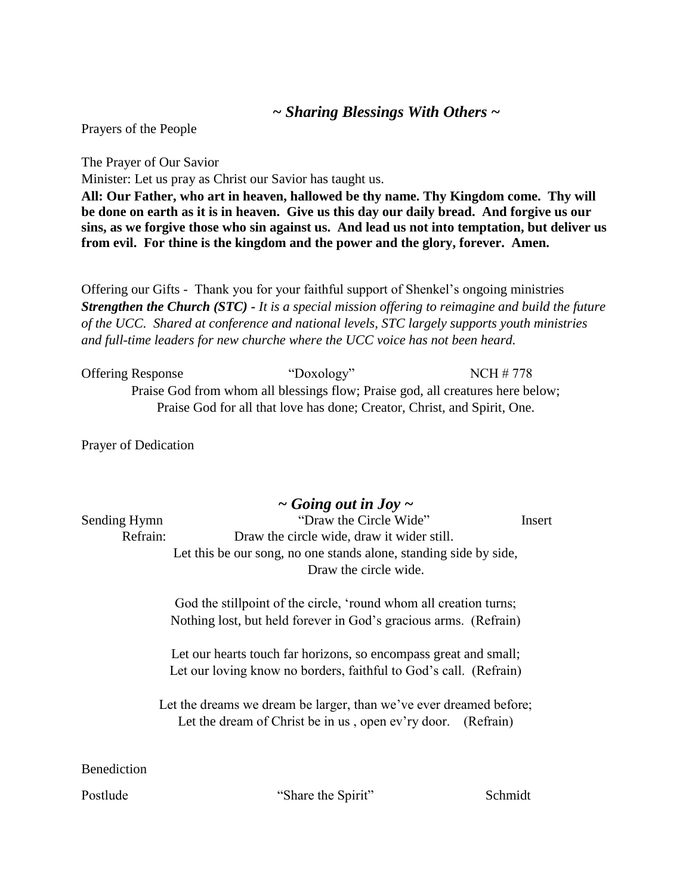## *~ Sharing Blessings With Others ~*

Prayers of the People

The Prayer of Our Savior

Minister: Let us pray as Christ our Savior has taught us.

**All: Our Father, who art in heaven, hallowed be thy name. Thy Kingdom come. Thy will be done on earth as it is in heaven. Give us this day our daily bread. And forgive us our sins, as we forgive those who sin against us. And lead us not into temptation, but deliver us from evil. For thine is the kingdom and the power and the glory, forever. Amen.**

Offering our Gifts - Thank you for your faithful support of Shenkel's ongoing ministries
***Strengthen the Church (STC) -*** *It is a special mission offering to reimagine and build the future of the UCC. Shared at conference and national levels, STC largely supports youth ministries and full-time leaders for new churche where the UCC voice has not been heard.*

Offering Response "Doxology" NCH # 778

Praise God from whom all blessings flow; Praise god, all creatures here below;
Praise God for all that love has done; Creator, Christ, and Spirit, One.

Prayer of Dedication

## *~ Going out in Joy ~*

Sending Hymn "Draw the Circle Wide" Insert

Refrain: Draw the circle wide, draw it wider still.
Let this be our song, no one stands alone, standing side by side,
Draw the circle wide.

God the stillpoint of the circle, 'round whom all creation turns;
Nothing lost, but held forever in God's gracious arms. (Refrain)

Let our hearts touch far horizons, so encompass great and small;
Let our loving know no borders, faithful to God's call. (Refrain)

Let the dreams we dream be larger, than we've ever dreamed before;
Let the dream of Christ be in us , open ev'ry door. (Refrain)

Benediction

Postlude "Share the Spirit" Schmidt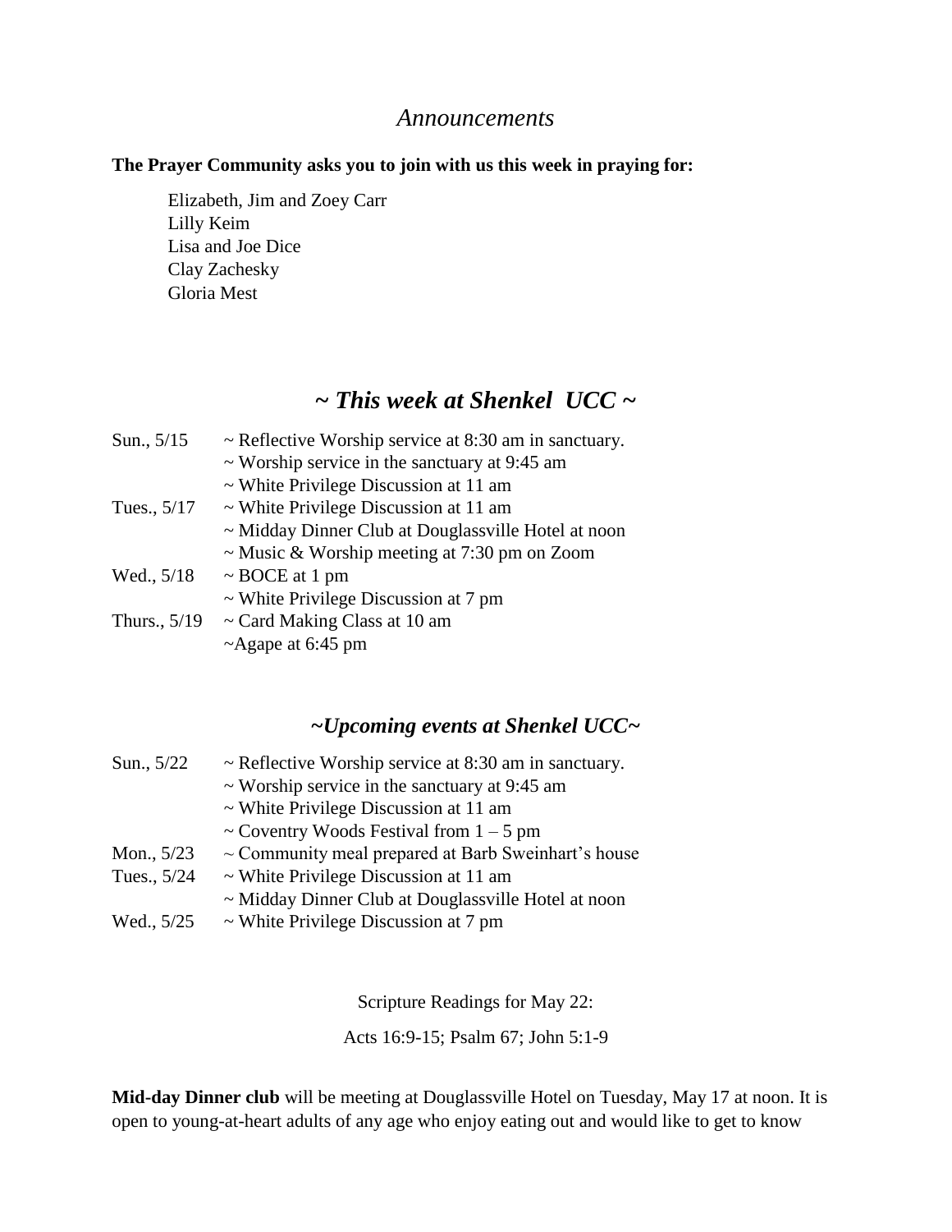## *Announcements*

**The Prayer Community asks you to join with us this week in praying for:**

Elizabeth, Jim and Zoey Carr
Lilly Keim
Lisa and Joe Dice
Clay Zachesky
Gloria Mest

## *~ This week at Shenkel UCC ~*

| | |
|---|---|
| Sun., 5/15 | ~ Reflective Worship service at 8:30 am in sanctuary. |
| | ~ Worship service in the sanctuary at 9:45 am |
| | ~ White Privilege Discussion at 11 am |
| Tues., 5/17 | ~ White Privilege Discussion at 11 am |
| | ~ Midday Dinner Club at Douglassville Hotel at noon |
| | ~ Music & Worship meeting at 7:30 pm on Zoom |
| Wed., 5/18 | ~ BOCE at 1 pm |
| | ~ White Privilege Discussion at 7 pm |
| Thurs., 5/19 | ~ Card Making Class at 10 am |
| | ~Agape at 6:45 pm |

## *~Upcoming events at Shenkel UCC~*

| | |
|---|---|
| Sun., 5/22 | ~ Reflective Worship service at 8:30 am in sanctuary. |
| | ~ Worship service in the sanctuary at 9:45 am |
| | ~ White Privilege Discussion at 11 am |
| | ~ Coventry Woods Festival from 1 – 5 pm |
| Mon., 5/23 | ~ Community meal prepared at Barb Sweinhart's house |
| Tues., 5/24 | ~ White Privilege Discussion at 11 am |
| | ~ Midday Dinner Club at Douglassville Hotel at noon |
| Wed., 5/25 | ~ White Privilege Discussion at 7 pm |

Scripture Readings for May 22:

Acts 16:9-15; Psalm 67; John 5:1-9

**Mid-day Dinner club** will be meeting at Douglassville Hotel on Tuesday, May 17 at noon. It is open to young-at-heart adults of any age who enjoy eating out and would like to get to know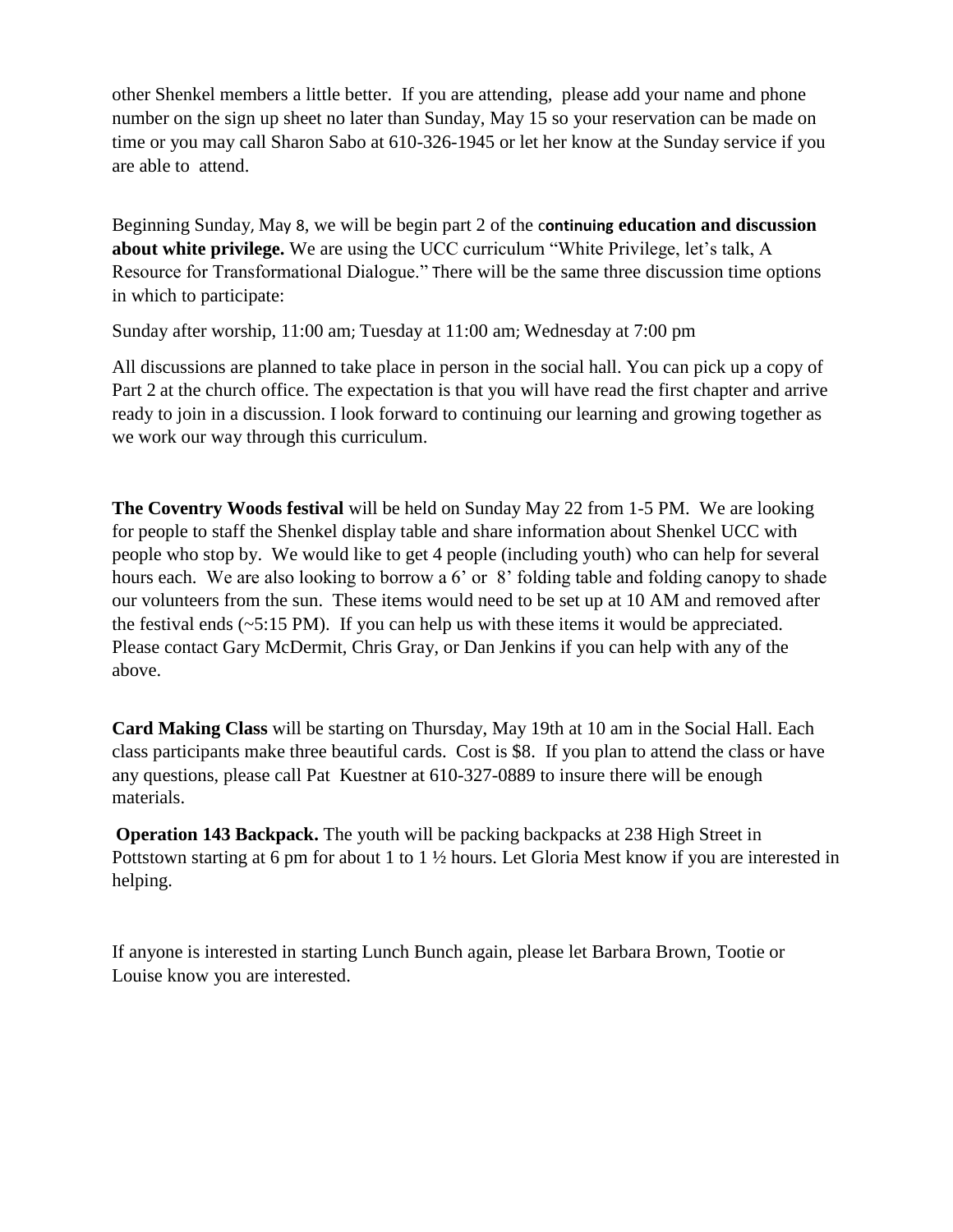other Shenkel members a little better. If you are attending, please add your name and phone number on the sign up sheet no later than Sunday, May 15 so your reservation can be made on time or you may call Sharon Sabo at 610-326-1945 or let her know at the Sunday service if you are able to attend.

Beginning Sunday, May 8, we will be begin part 2 of the **continuing education and discussion about white privilege.** We are using the UCC curriculum "White Privilege, let's talk, A Resource for Transformational Dialogue." There will be the same three discussion time options in which to participate:

Sunday after worship, 11:00 am; Tuesday at 11:00 am; Wednesday at 7:00 pm

All discussions are planned to take place in person in the social hall. You can pick up a copy of Part 2 at the church office. The expectation is that you will have read the first chapter and arrive ready to join in a discussion. I look forward to continuing our learning and growing together as we work our way through this curriculum.

**The Coventry Woods festival** will be held on Sunday May 22 from 1-5 PM. We are looking for people to staff the Shenkel display table and share information about Shenkel UCC with people who stop by. We would like to get 4 people (including youth) who can help for several hours each. We are also looking to borrow a 6' or 8' folding table and folding canopy to shade our volunteers from the sun. These items would need to be set up at 10 AM and removed after the festival ends (~5:15 PM). If you can help us with these items it would be appreciated. Please contact Gary McDermit, Chris Gray, or Dan Jenkins if you can help with any of the above.

**Card Making Class** will be starting on Thursday, May 19th at 10 am in the Social Hall. Each class participants make three beautiful cards. Cost is $8. If you plan to attend the class or have any questions, please call Pat Kuestner at 610-327-0889 to insure there will be enough materials.

**Operation 143 Backpack.** The youth will be packing backpacks at 238 High Street in Pottstown starting at 6 pm for about 1 to 1 ½ hours. Let Gloria Mest know if you are interested in helping.

If anyone is interested in starting Lunch Bunch again, please let Barbara Brown, Tootie or Louise know you are interested.